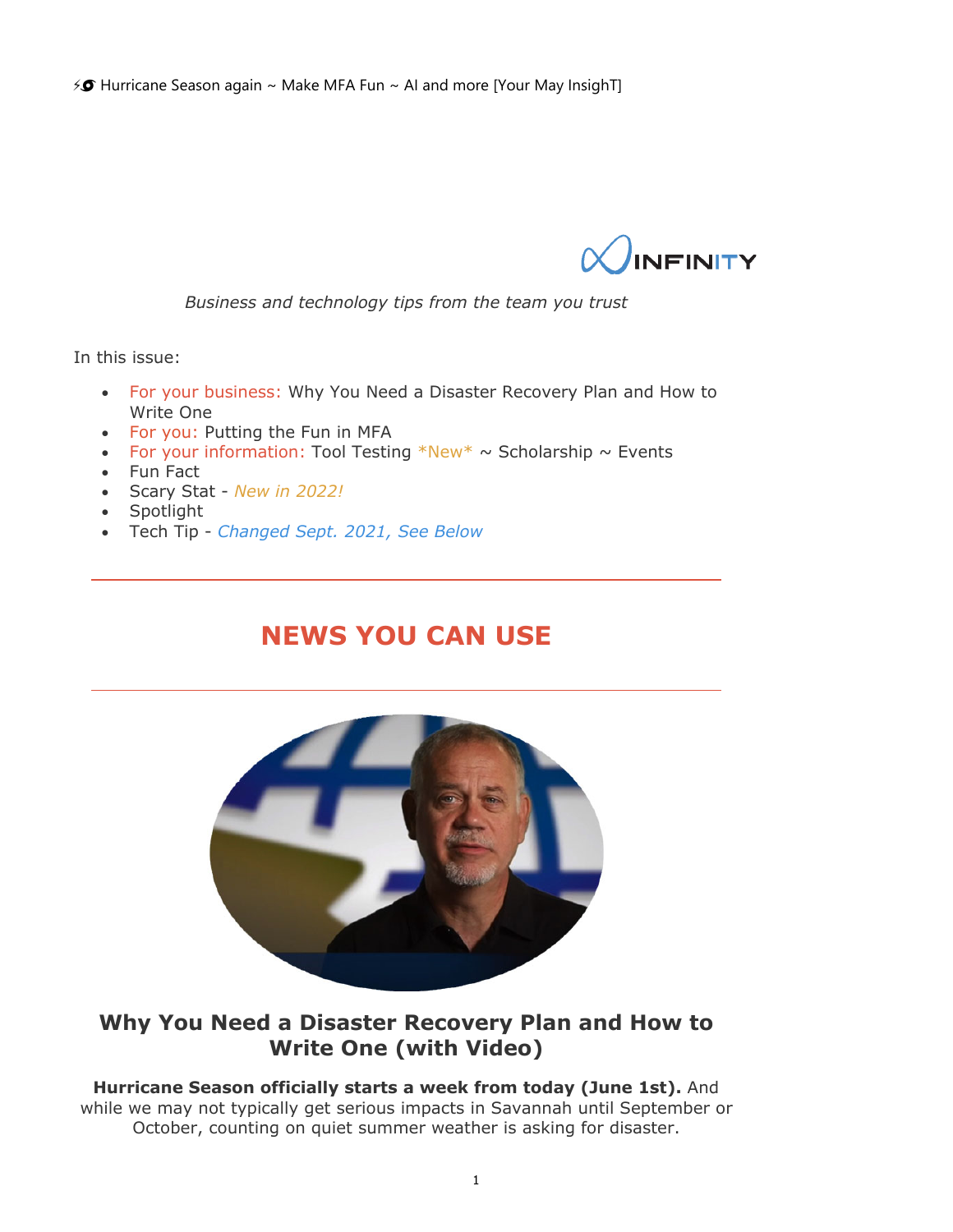⚡🌀 Hurricane Season again ~ Make MFA Fun ~ AI and more [Your May InsighT]

INFINITY

*Business and technology tips from the team you trust*

In this issue:

- For your business: Why You Need a Disaster Recovery Plan and How to Write One
- For you: Putting the Fun in MFA
- For your information: Tool Testing *New* ~ Scholarship ~ Events
- Fun Fact
- Scary Stat - *New in 2022!*
- Spotlight
- Tech Tip - *Changed Sept. 2021, See Below*

---

## NEWS YOU CAN USE

---

### Why You Need a Disaster Recovery Plan and How to Write One (with Video)

**Hurricane Season officially starts a week from today (June 1st).** And while we may not typically get serious impacts in Savannah until September or October, counting on quiet summer weather is asking for disaster.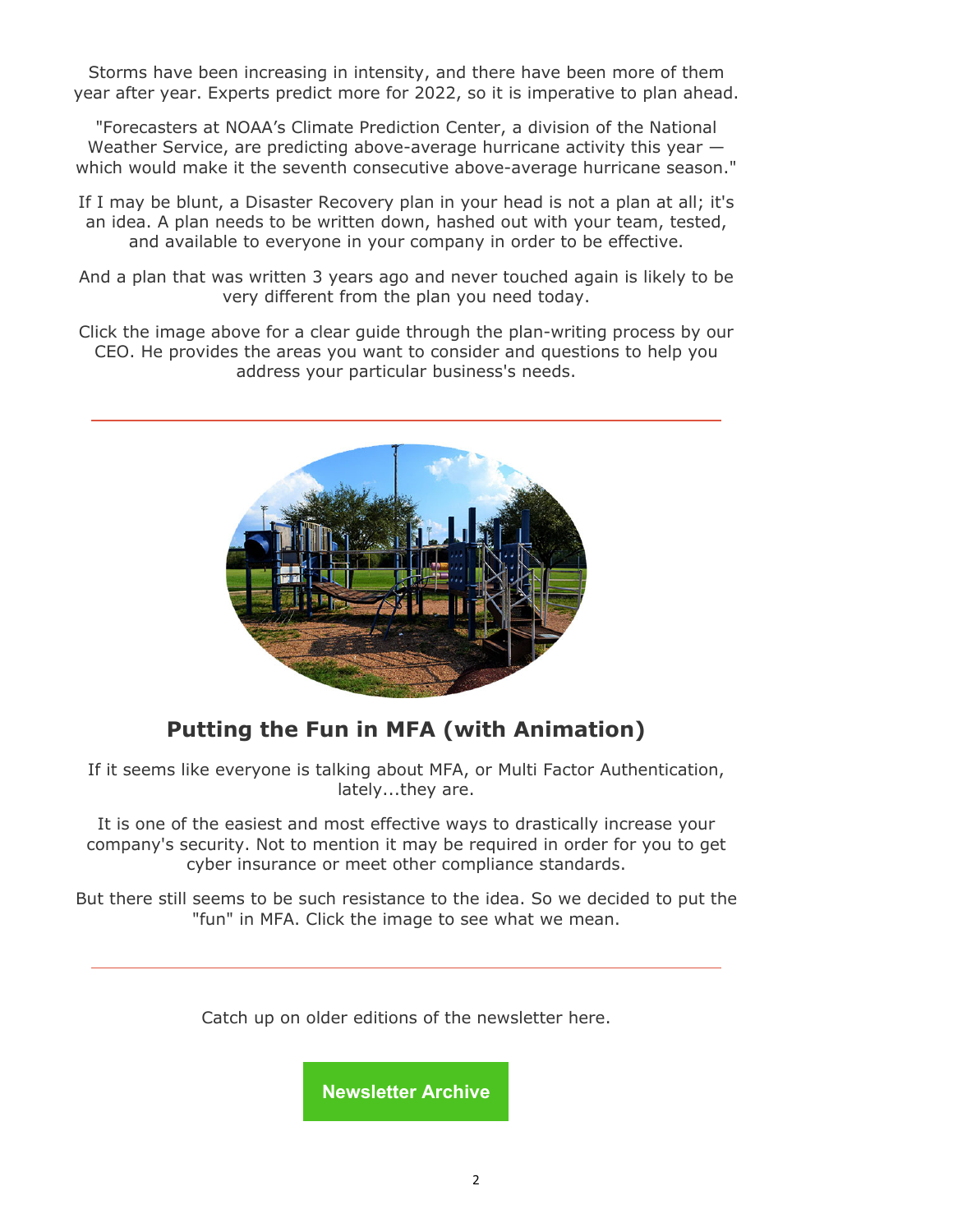Storms have been increasing in intensity, and there have been more of them year after year. Experts predict more for 2022, so it is imperative to plan ahead.

"Forecasters at NOAA's Climate Prediction Center, a division of the National Weather Service, are predicting above-average hurricane activity this year — which would make it the seventh consecutive above-average hurricane season."

If I may be blunt, a Disaster Recovery plan in your head is not a plan at all; it's an idea. A plan needs to be written down, hashed out with your team, tested, and available to everyone in your company in order to be effective.

And a plan that was written 3 years ago and never touched again is likely to be very different from the plan you need today.

Click the image above for a clear guide through the plan-writing process by our CEO. He provides the areas you want to consider and questions to help you address your particular business's needs.

---

## Putting the Fun in MFA (with Animation)

If it seems like everyone is talking about MFA, or Multi Factor Authentication, lately...they are.

It is one of the easiest and most effective ways to drastically increase your company's security. Not to mention it may be required in order for you to get cyber insurance or meet other compliance standards.

But there still seems to be such resistance to the idea. So we decided to put the "fun" in MFA. Click the image to see what we mean.

---

Catch up on older editions of the newsletter here.

**Newsletter Archive**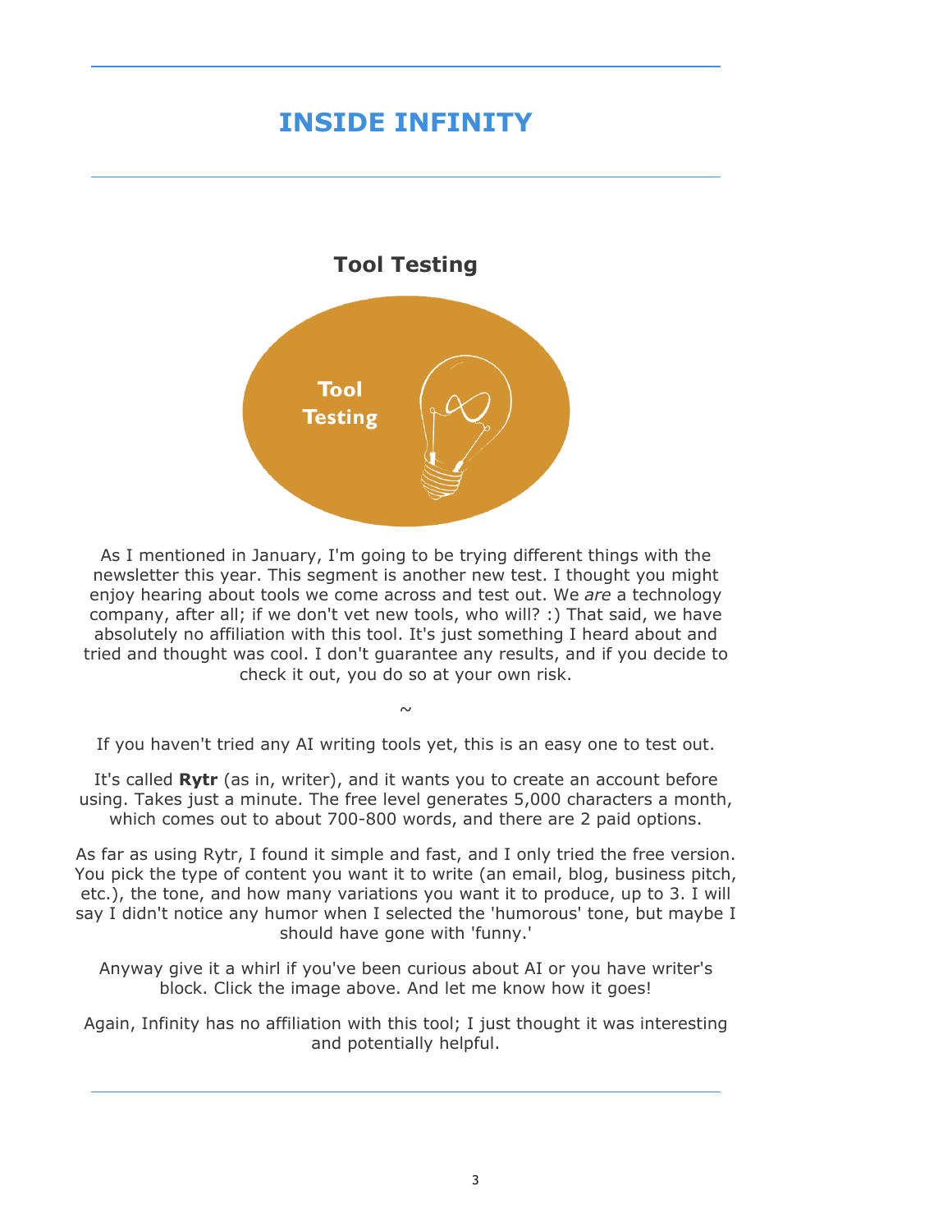# INSIDE INFINITY

## Tool Testing

As I mentioned in January, I'm going to be trying different things with the newsletter this year. This segment is another new test. I thought you might enjoy hearing about tools we come across and test out. We *are* a technology company, after all; if we don't vet new tools, who will? :) That said, we have absolutely no affiliation with this tool. It's just something I heard about and tried and thought was cool. I don't guarantee any results, and if you decide to check it out, you do so at your own risk.

~

If you haven't tried any AI writing tools yet, this is an easy one to test out.

It's called **Rytr** (as in, writer), and it wants you to create an account before using. Takes just a minute. The free level generates 5,000 characters a month, which comes out to about 700-800 words, and there are 2 paid options.

As far as using Rytr, I found it simple and fast, and I only tried the free version. You pick the type of content you want it to write (an email, blog, business pitch, etc.), the tone, and how many variations you want it to produce, up to 3. I will say I didn't notice any humor when I selected the 'humorous' tone, but maybe I should have gone with 'funny.'

Anyway give it a whirl if you've been curious about AI or you have writer's block. Click the image above. And let me know how it goes!

Again, Infinity has no affiliation with this tool; I just thought it was interesting and potentially helpful.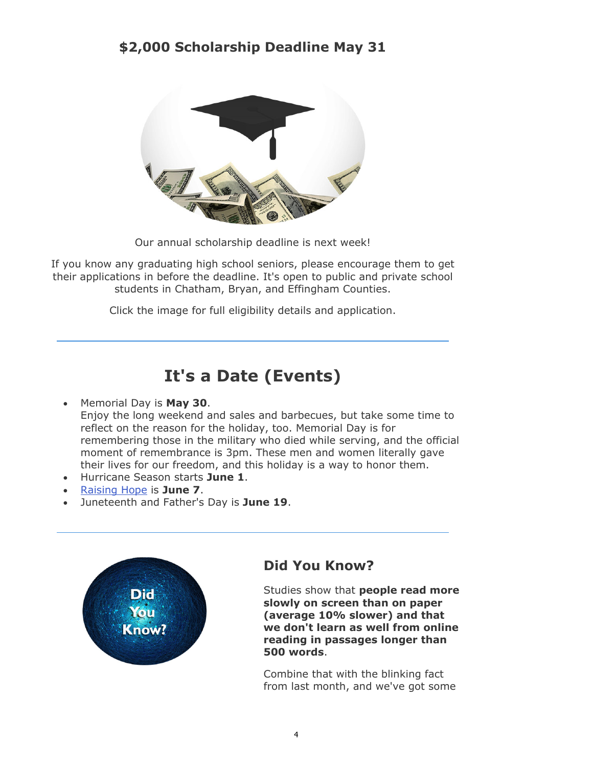## $2,000 Scholarship Deadline May 31

Our annual scholarship deadline is next week!

If you know any graduating high school seniors, please encourage them to get their applications in before the deadline. It's open to public and private school students in Chatham, Bryan, and Effingham Counties.

Click the image for full eligibility details and application.

---

# It's a Date (Events)

- Memorial Day is **May 30**.
  Enjoy the long weekend and sales and barbecues, but take some time to reflect on the reason for the holiday, too. Memorial Day is for remembering those in the military who died while serving, and the official moment of remembrance is 3pm. These men and women literally gave their lives for our freedom, and this holiday is a way to honor them.
- Hurricane Season starts **June 1**.
- Raising Hope is **June 7**.
- Juneteenth and Father's Day is **June 19**.

---

## Did You Know?

Studies show that **people read more slowly on screen than on paper (average 10% slower) and that we don't learn as well from online reading in passages longer than 500 words**.

Combine that with the blinking fact from last month, and we've got some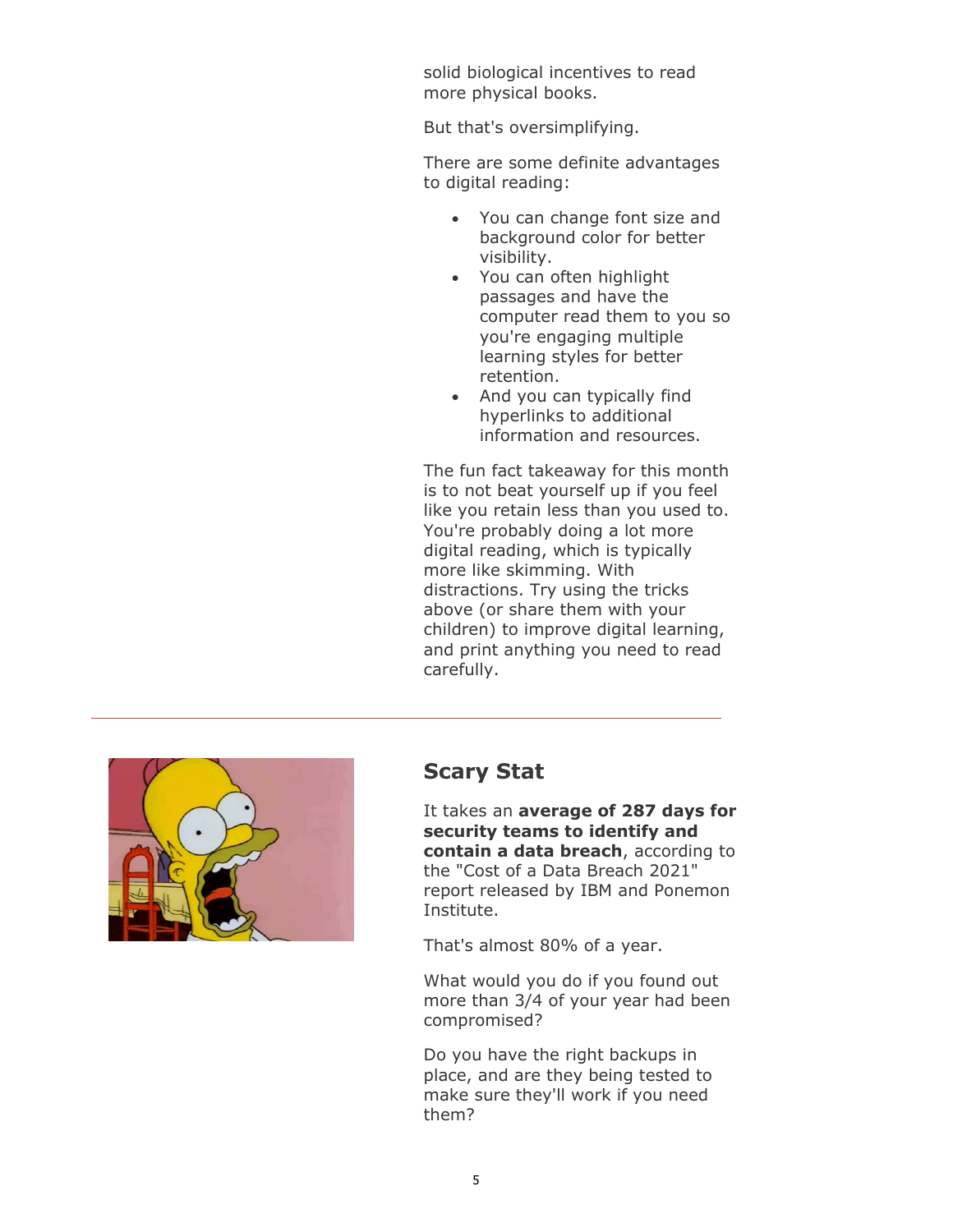solid biological incentives to read more physical books.

But that's oversimplifying.

There are some definite advantages to digital reading:

- You can change font size and background color for better visibility.
- You can often highlight passages and have the computer read them to you so you're engaging multiple learning styles for better retention.
- And you can typically find hyperlinks to additional information and resources.

The fun fact takeaway for this month is to not beat yourself up if you feel like you retain less than you used to. You're probably doing a lot more digital reading, which is typically more like skimming. With distractions. Try using the tricks above (or share them with your children) to improve digital learning, and print anything you need to read carefully.

---

## Scary Stat

It takes an **average of 287 days for security teams to identify and contain a data breach**, according to the "Cost of a Data Breach 2021" report released by IBM and Ponemon Institute.

That's almost 80% of a year.

What would you do if you found out more than 3/4 of your year had been compromised?

Do you have the right backups in place, and are they being tested to make sure they'll work if you need them?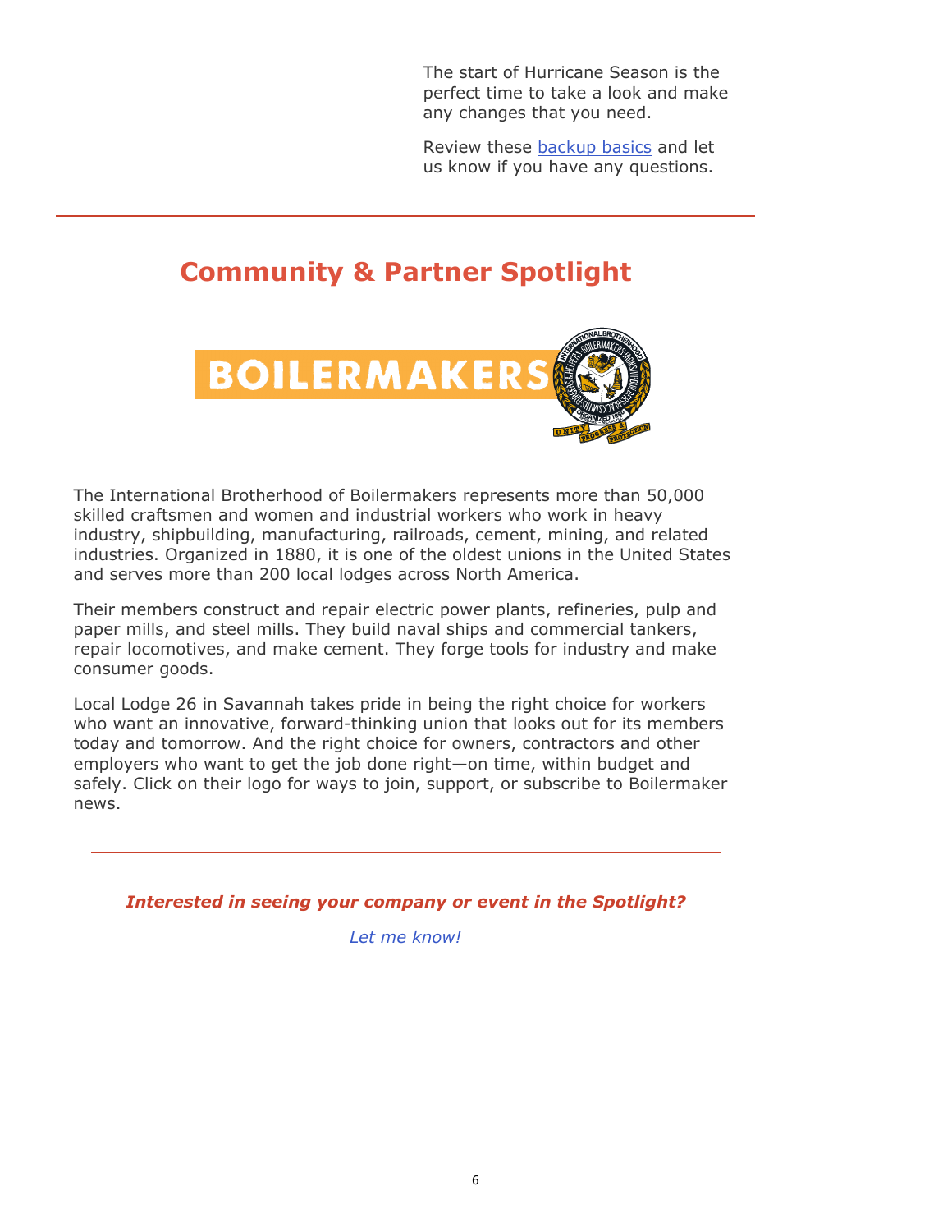The start of Hurricane Season is the perfect time to take a look and make any changes that you need.

Review these backup basics and let us know if you have any questions.

---

## Community & Partner Spotlight

The International Brotherhood of Boilermakers represents more than 50,000 skilled craftsmen and women and industrial workers who work in heavy industry, shipbuilding, manufacturing, railroads, cement, mining, and related industries. Organized in 1880, it is one of the oldest unions in the United States and serves more than 200 local lodges across North America.

Their members construct and repair electric power plants, refineries, pulp and paper mills, and steel mills. They build naval ships and commercial tankers, repair locomotives, and make cement. They forge tools for industry and make consumer goods.

Local Lodge 26 in Savannah takes pride in being the right choice for workers who want an innovative, forward-thinking union that looks out for its members today and tomorrow. And the right choice for owners, contractors and other employers who want to get the job done right—on time, within budget and safely. Click on their logo for ways to join, support, or subscribe to Boilermaker news.

---

***Interested in seeing your company or event in the Spotlight?***

*Let me know!*

---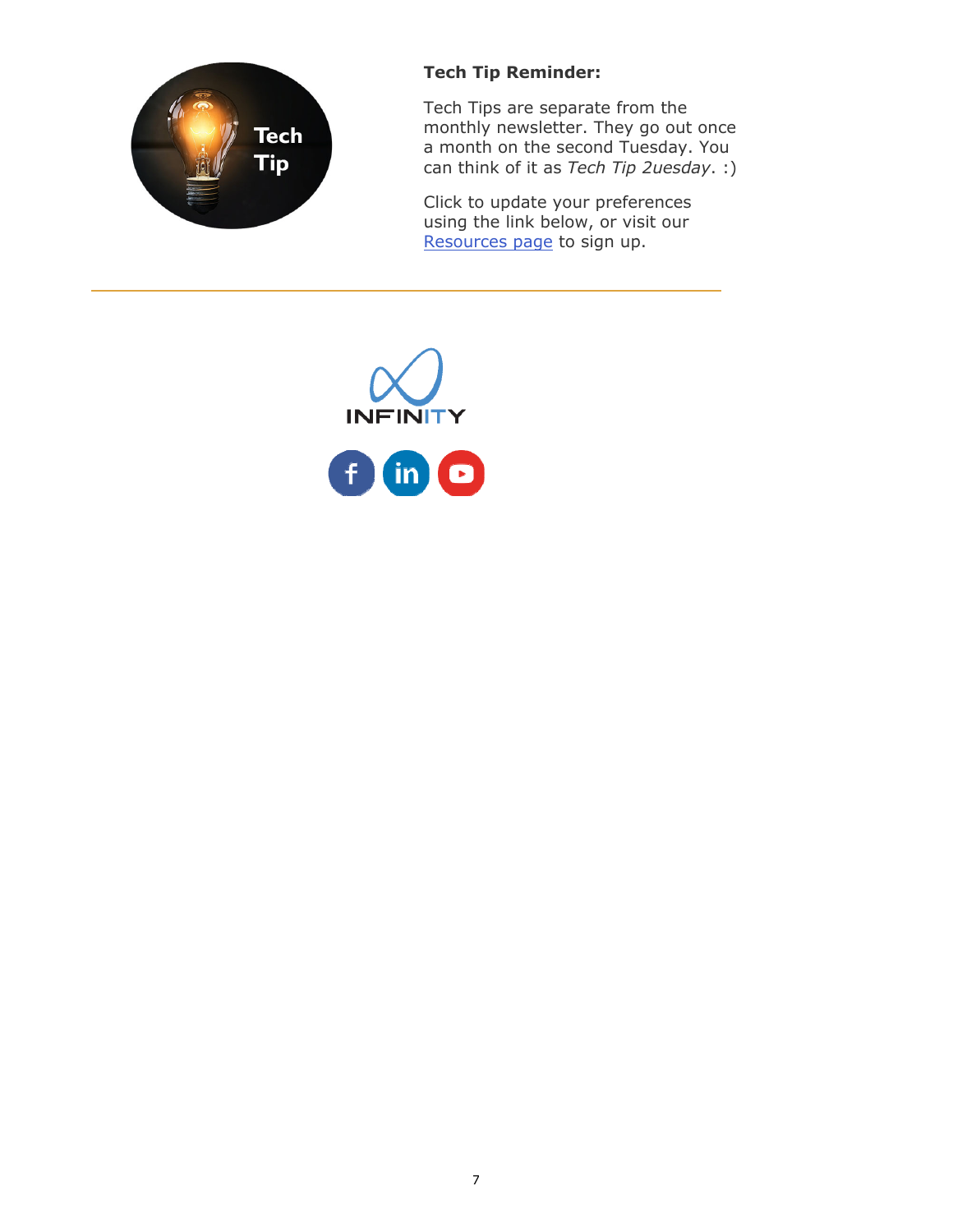**Tech Tip Reminder:**

Tech Tips are separate from the monthly newsletter. They go out once a month on the second Tuesday. You can think of it as *Tech Tip 2uesday*. :)

Click to update your preferences using the link below, or visit our Resources page to sign up.

---

INFINITY